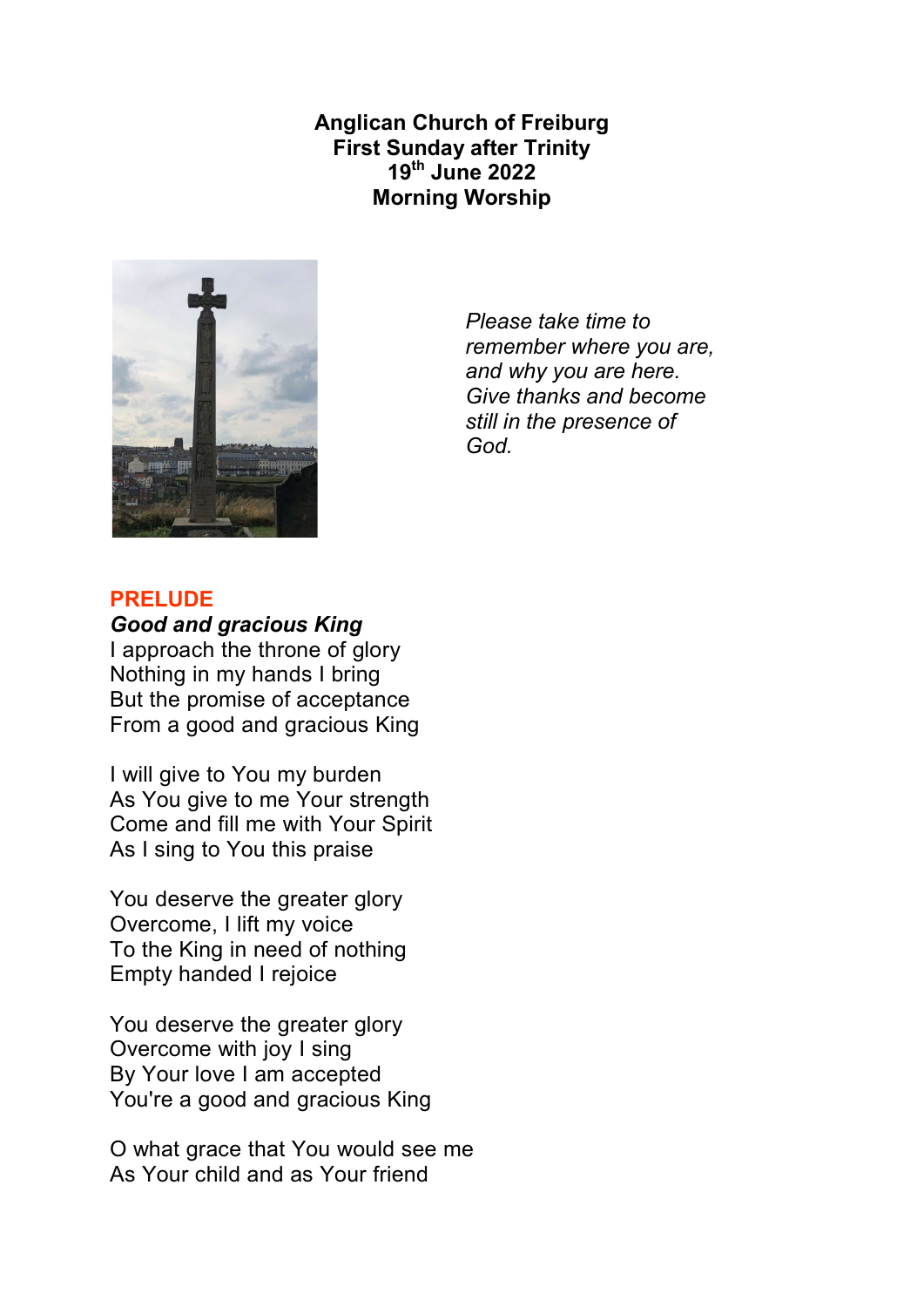**Anglican Church of Freiburg**
**First Sunday after Trinity**
**19th June 2022**
**Morning Worship**

*Please take time to remember where you are, and why you are here. Give thanks and become still in the presence of God.*

## PRELUDE

***Good and gracious King***

I approach the throne of glory
Nothing in my hands I bring
But the promise of acceptance
From a good and gracious King

I will give to You my burden
As You give to me Your strength
Come and fill me with Your Spirit
As I sing to You this praise

You deserve the greater glory
Overcome, I lift my voice
To the King in need of nothing
Empty handed I rejoice

You deserve the greater glory
Overcome with joy I sing
By Your love I am accepted
You're a good and gracious King

O what grace that You would see me
As Your child and as Your friend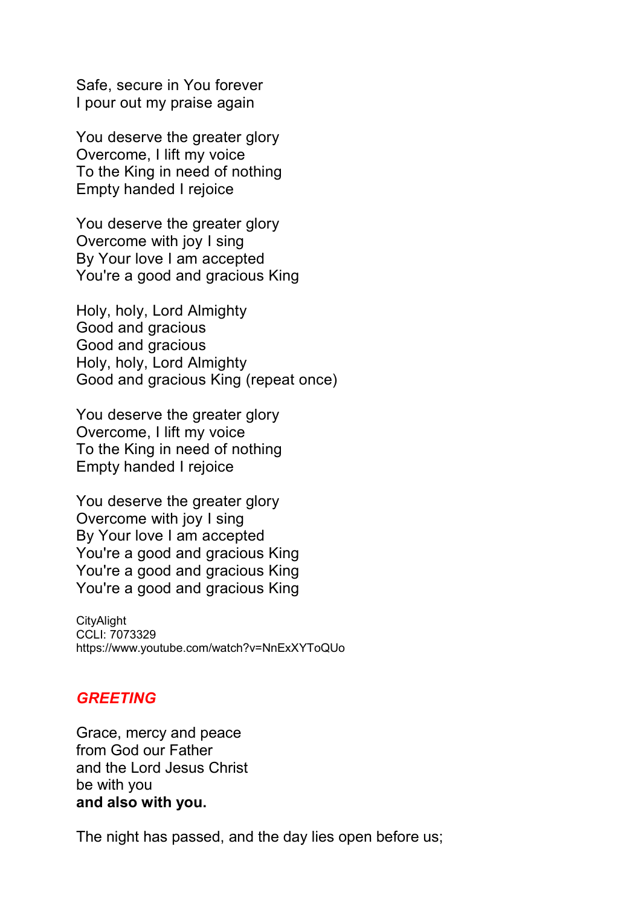Safe, secure in You forever
I pour out my praise again

You deserve the greater glory
Overcome, I lift my voice
To the King in need of nothing
Empty handed I rejoice

You deserve the greater glory
Overcome with joy I sing
By Your love I am accepted
You're a good and gracious King

Holy, holy, Lord Almighty
Good and gracious
Good and gracious
Holy, holy, Lord Almighty
Good and gracious King (repeat once)

You deserve the greater glory
Overcome, I lift my voice
To the King in need of nothing
Empty handed I rejoice

You deserve the greater glory
Overcome with joy I sing
By Your love I am accepted
You're a good and gracious King
You're a good and gracious King
You're a good and gracious King

CityAlight
CCLI: 7073329
https://www.youtube.com/watch?v=NnExXYToQUo

## *GREETING*

Grace, mercy and peace
from God our Father
and the Lord Jesus Christ
be with you
**and also with you.**

The night has passed, and the day lies open before us;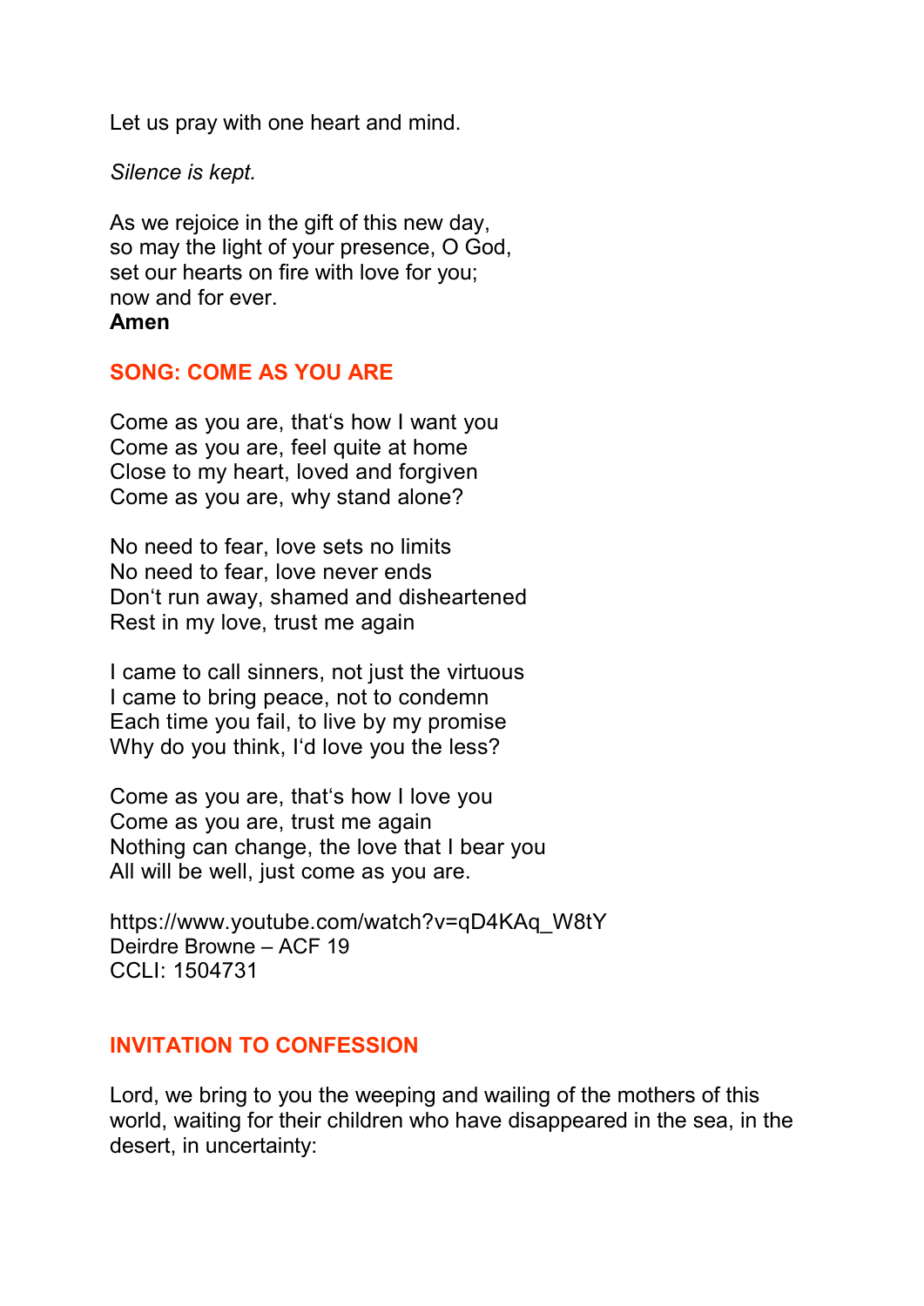Let us pray with one heart and mind.

*Silence is kept.*

As we rejoice in the gift of this new day,  
so may the light of your presence, O God,  
set our hearts on fire with love for you;  
now and for ever.  
**Amen**

## SONG: COME AS YOU ARE

Come as you are, that's how I want you  
Come as you are, feel quite at home  
Close to my heart, loved and forgiven  
Come as you are, why stand alone?

No need to fear, love sets no limits  
No need to fear, love never ends  
Don't run away, shamed and disheartened  
Rest in my love, trust me again

I came to call sinners, not just the virtuous  
I came to bring peace, not to condemn  
Each time you fail, to live by my promise  
Why do you think, I'd love you the less?

Come as you are, that's how I love you  
Come as you are, trust me again  
Nothing can change, the love that I bear you  
All will be well, just come as you are.

https://www.youtube.com/watch?v=qD4KAq_W8tY  
Deirdre Browne – ACF 19  
CCLI: 1504731

## INVITATION TO CONFESSION

Lord, we bring to you the weeping and wailing of the mothers of this world, waiting for their children who have disappeared in the sea, in the desert, in uncertainty: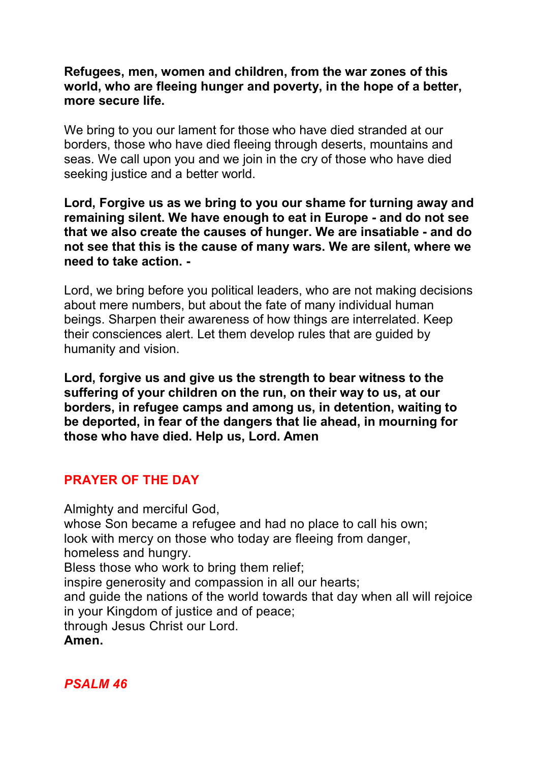**Refugees, men, women and children, from the war zones of this world, who are fleeing hunger and poverty, in the hope of a better, more secure life.**

We bring to you our lament for those who have died stranded at our borders, those who have died fleeing through deserts, mountains and seas. We call upon you and we join in the cry of those who have died seeking justice and a better world.

**Lord, Forgive us as we bring to you our shame for turning away and remaining silent. We have enough to eat in Europe - and do not see that we also create the causes of hunger. We are insatiable - and do not see that this is the cause of many wars. We are silent, where we need to take action. -**

Lord, we bring before you political leaders, who are not making decisions about mere numbers, but about the fate of many individual human beings. Sharpen their awareness of how things are interrelated. Keep their consciences alert. Let them develop rules that are guided by humanity and vision.

**Lord, forgive us and give us the strength to bear witness to the suffering of your children on the run, on their way to us, at our borders, in refugee camps and among us, in detention, waiting to be deported, in fear of the dangers that lie ahead, in mourning for those who have died. Help us, Lord. Amen**

## PRAYER OF THE DAY

Almighty and merciful God,
whose Son became a refugee and had no place to call his own;
look with mercy on those who today are fleeing from danger,
homeless and hungry.
Bless those who work to bring them relief;
inspire generosity and compassion in all our hearts;
and guide the nations of the world towards that day when all will rejoice in your Kingdom of justice and of peace;
through Jesus Christ our Lord.
**Amen.**

## *PSALM 46*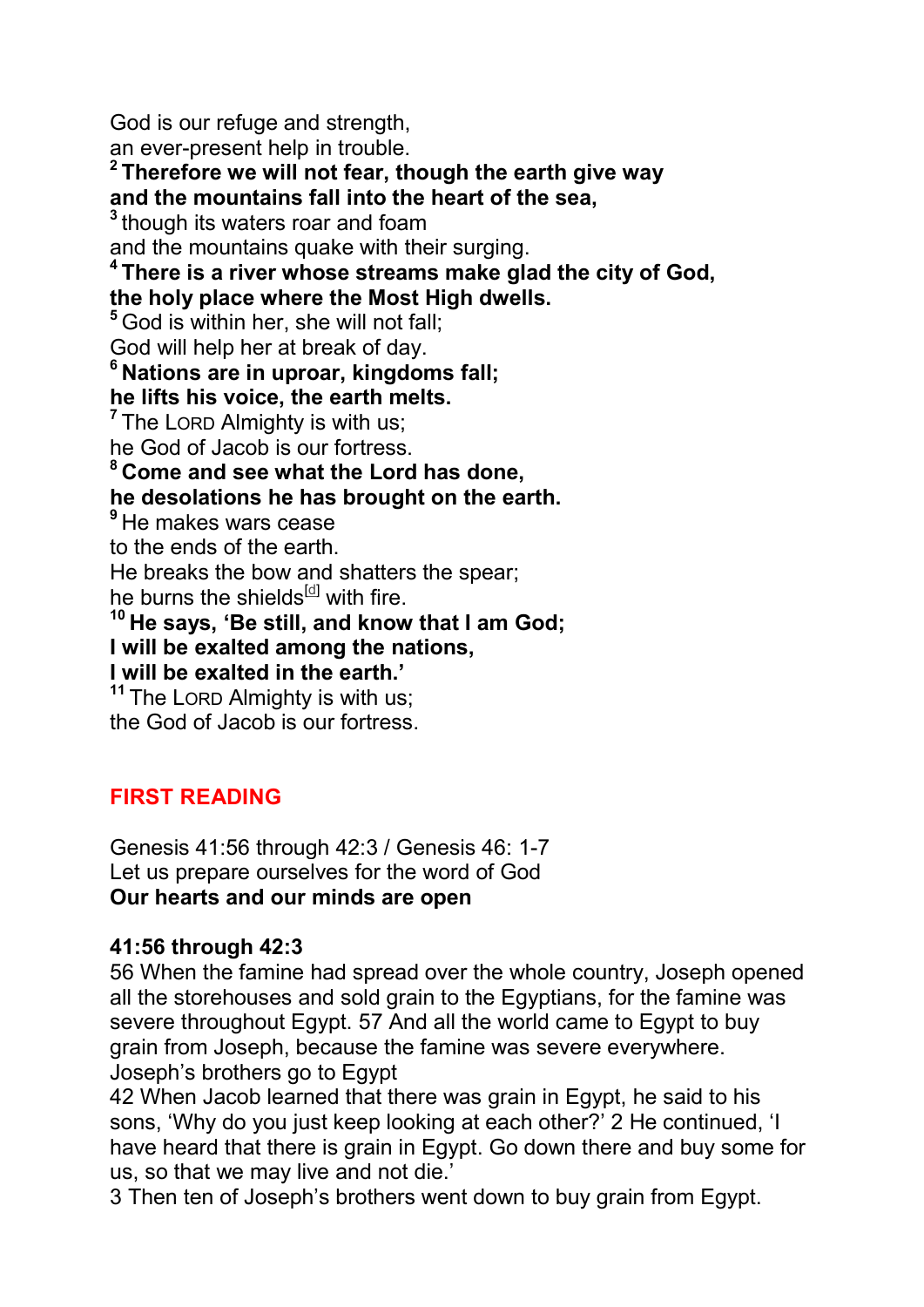God is our refuge and strength,
an ever-present help in trouble.
**[2] Therefore we will not fear, though the earth give way**
**and the mountains fall into the heart of the sea,**
[3] though its waters roar and foam
and the mountains quake with their surging.
**[4] There is a river whose streams make glad the city of God,**
**the holy place where the Most High dwells.**
[5] God is within her, she will not fall;
God will help her at break of day.
**[6] Nations are in uproar, kingdoms fall;**
**he lifts his voice, the earth melts.**
[7] The LORD Almighty is with us;
he God of Jacob is our fortress.
**[8] Come and see what the Lord has done,**
**he desolations he has brought on the earth.**
[9] He makes wars cease
to the ends of the earth.
He breaks the bow and shatters the spear;
he burns the shields[d] with fire.
**[10] He says, 'Be still, and know that I am God;**
**I will be exalted among the nations,**
**I will be exalted in the earth.'**
[11] The LORD Almighty is with us;
the God of Jacob is our fortress.

## FIRST READING

Genesis 41:56 through 42:3 / Genesis 46: 1-7
Let us prepare ourselves for the word of God
**Our hearts and our minds are open**

**41:56 through 42:3**
56 When the famine had spread over the whole country, Joseph opened all the storehouses and sold grain to the Egyptians, for the famine was severe throughout Egypt. 57 And all the world came to Egypt to buy grain from Joseph, because the famine was severe everywhere.
Joseph's brothers go to Egypt
42 When Jacob learned that there was grain in Egypt, he said to his sons, 'Why do you just keep looking at each other?' 2 He continued, 'I have heard that there is grain in Egypt. Go down there and buy some for us, so that we may live and not die.'
3 Then ten of Joseph's brothers went down to buy grain from Egypt.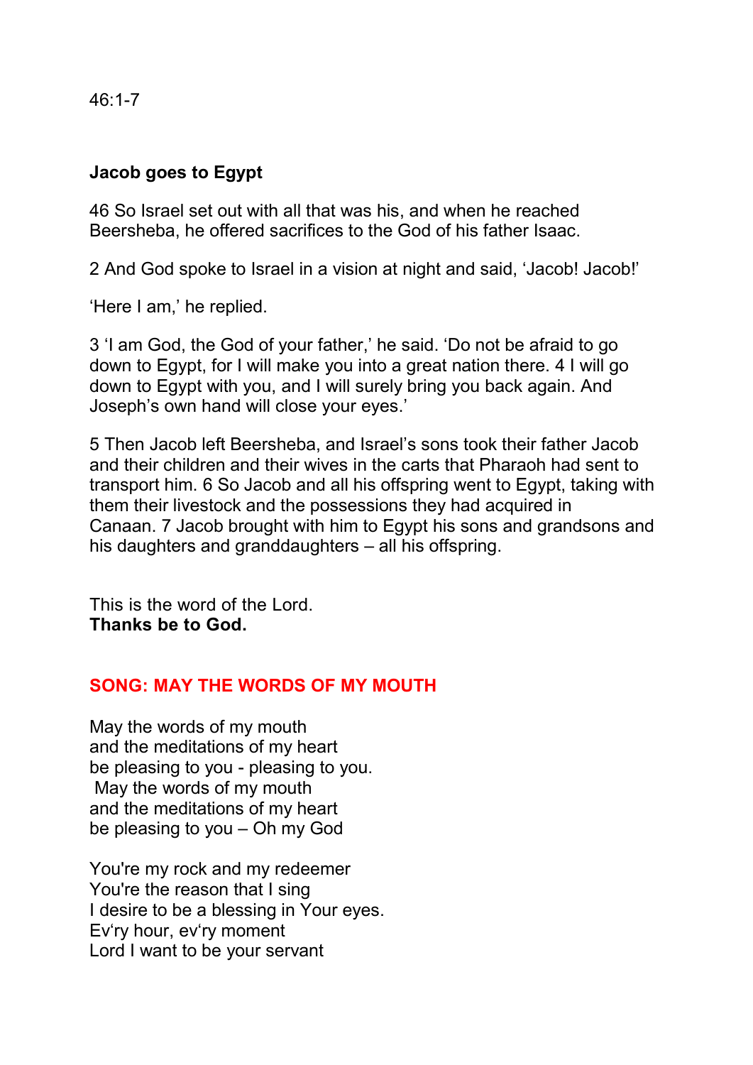46:1-7

**Jacob goes to Egypt**

46 So Israel set out with all that was his, and when he reached Beersheba, he offered sacrifices to the God of his father Isaac.

2 And God spoke to Israel in a vision at night and said, 'Jacob! Jacob!'

'Here I am,' he replied.

3 'I am God, the God of your father,' he said. 'Do not be afraid to go down to Egypt, for I will make you into a great nation there. 4 I will go down to Egypt with you, and I will surely bring you back again. And Joseph's own hand will close your eyes.'

5 Then Jacob left Beersheba, and Israel's sons took their father Jacob and their children and their wives in the carts that Pharaoh had sent to transport him. 6 So Jacob and all his offspring went to Egypt, taking with them their livestock and the possessions they had acquired in Canaan. 7 Jacob brought with him to Egypt his sons and grandsons and his daughters and granddaughters – all his offspring.

This is the word of the Lord.
**Thanks be to God.**

## SONG: MAY THE WORDS OF MY MOUTH

May the words of my mouth
and the meditations of my heart
be pleasing to you - pleasing to you.
May the words of my mouth
and the meditations of my heart
be pleasing to you – Oh my God

You're my rock and my redeemer
You're the reason that I sing
I desire to be a blessing in Your eyes.
Ev'ry hour, ev'ry moment
Lord I want to be your servant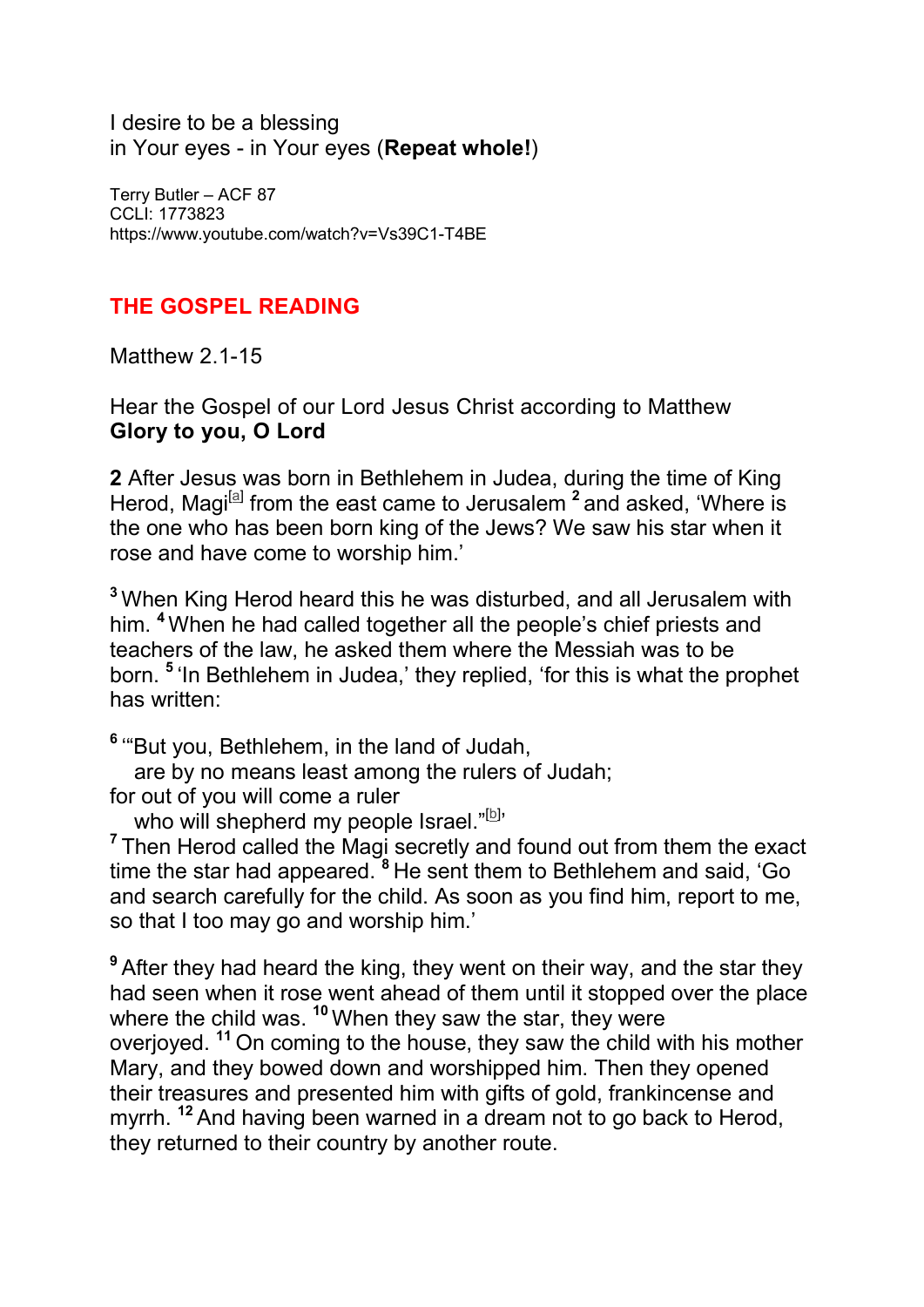I desire to be a blessing
in Your eyes - in Your eyes (**Repeat whole!**)

Terry Butler – ACF 87
CCLI: 1773823
https://www.youtube.com/watch?v=Vs39C1-T4BE

## THE GOSPEL READING

Matthew 2.1-15

Hear the Gospel of our Lord Jesus Christ according to Matthew
**Glory to you, O Lord**

**2** After Jesus was born in Bethlehem in Judea, during the time of King Herod, Magi[a] from the east came to Jerusalem [2] and asked, 'Where is the one who has been born king of the Jews? We saw his star when it rose and have come to worship him.'

[3] When King Herod heard this he was disturbed, and all Jerusalem with him. [4] When he had called together all the people's chief priests and teachers of the law, he asked them where the Messiah was to be born. [5] 'In Bethlehem in Judea,' they replied, 'for this is what the prophet has written:

[6] '"But you, Bethlehem, in the land of Judah,
are by no means least among the rulers of Judah;
for out of you will come a ruler
who will shepherd my people Israel."[b]'

[7] Then Herod called the Magi secretly and found out from them the exact time the star had appeared. [8] He sent them to Bethlehem and said, 'Go and search carefully for the child. As soon as you find him, report to me, so that I too may go and worship him.'

[9] After they had heard the king, they went on their way, and the star they had seen when it rose went ahead of them until it stopped over the place where the child was. [10] When they saw the star, they were overjoyed. [11] On coming to the house, they saw the child with his mother Mary, and they bowed down and worshipped him. Then they opened their treasures and presented him with gifts of gold, frankincense and myrrh. [12] And having been warned in a dream not to go back to Herod, they returned to their country by another route.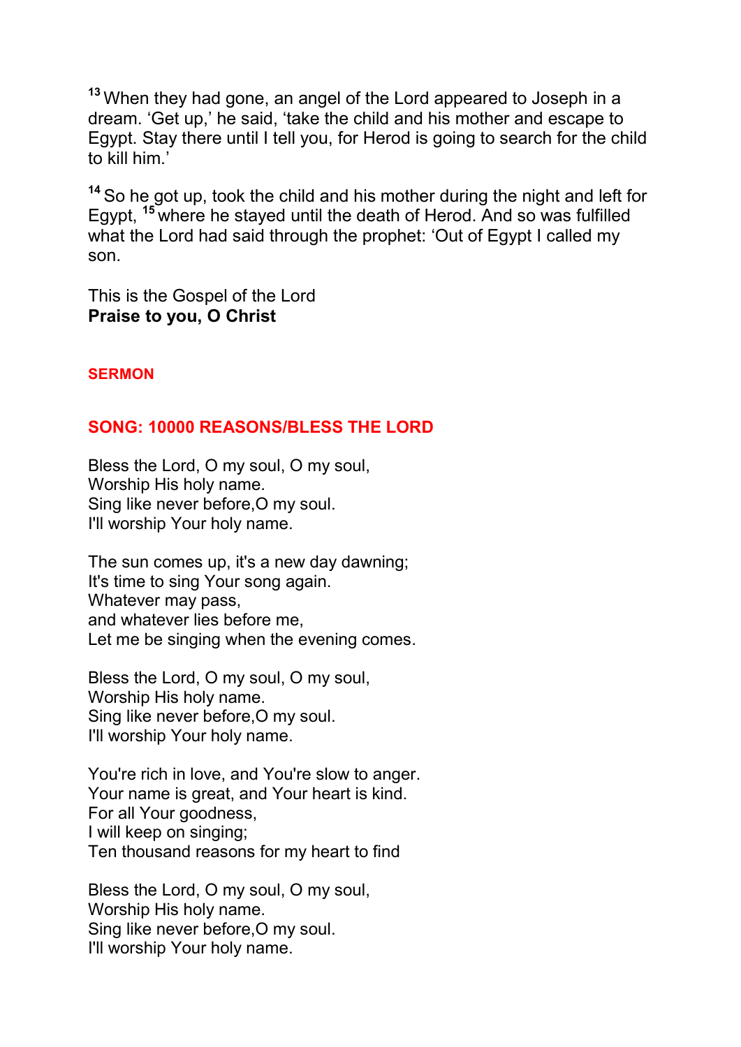[13] When they had gone, an angel of the Lord appeared to Joseph in a dream. 'Get up,' he said, 'take the child and his mother and escape to Egypt. Stay there until I tell you, for Herod is going to search for the child to kill him.'

[14] So he got up, took the child and his mother during the night and left for Egypt, [15] where he stayed until the death of Herod. And so was fulfilled what the Lord had said through the prophet: 'Out of Egypt I called my son.

This is the Gospel of the Lord
**Praise to you, O Christ**

**SERMON**

**SONG: 10000 REASONS/BLESS THE LORD**

Bless the Lord, O my soul, O my soul,
Worship His holy name.
Sing like never before,O my soul.
I'll worship Your holy name.

The sun comes up, it's a new day dawning;
It's time to sing Your song again.
Whatever may pass,
and whatever lies before me,
Let me be singing when the evening comes.

Bless the Lord, O my soul, O my soul,
Worship His holy name.
Sing like never before,O my soul.
I'll worship Your holy name.

You're rich in love, and You're slow to anger.
Your name is great, and Your heart is kind.
For all Your goodness,
I will keep on singing;
Ten thousand reasons for my heart to find

Bless the Lord, O my soul, O my soul,
Worship His holy name.
Sing like never before,O my soul.
I'll worship Your holy name.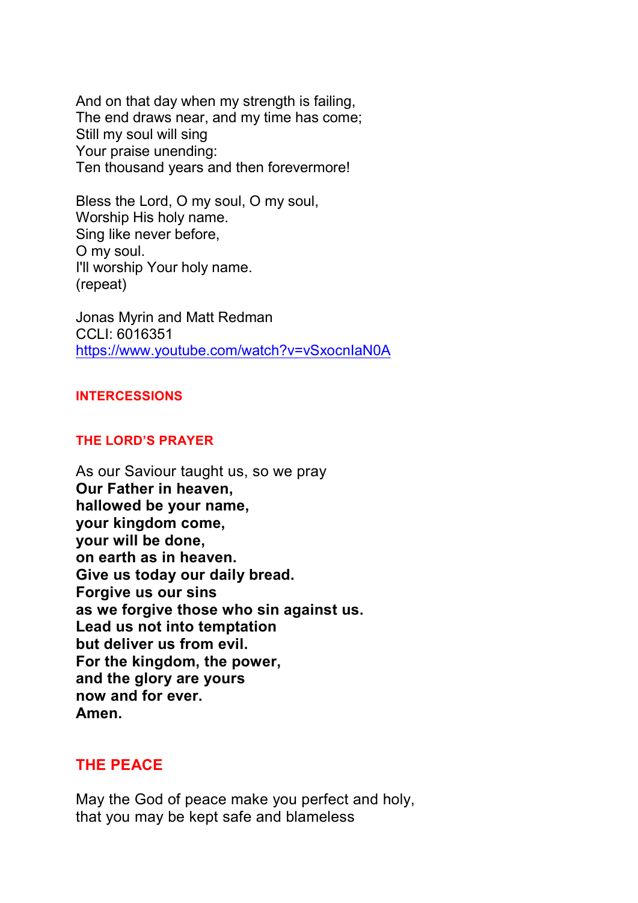And on that day when my strength is failing,
The end draws near, and my time has come;
Still my soul will sing
Your praise unending:
Ten thousand years and then forevermore!

Bless the Lord, O my soul, O my soul,
Worship His holy name.
Sing like never before,
O my soul.
I'll worship Your holy name.
(repeat)

Jonas Myrin and Matt Redman
CCLI: 6016351
https://www.youtube.com/watch?v=vSxocnIaN0A

## INTERCESSIONS

## THE LORD'S PRAYER

As our Saviour taught us, so we pray
**Our Father in heaven,**
**hallowed be your name,**
**your kingdom come,**
**your will be done,**
**on earth as in heaven.**
**Give us today our daily bread.**
**Forgive us our sins**
**as we forgive those who sin against us.**
**Lead us not into temptation**
**but deliver us from evil.**
**For the kingdom, the power,**
**and the glory are yours**
**now and for ever.**
**Amen.**

## THE PEACE

May the God of peace make you perfect and holy,
that you may be kept safe and blameless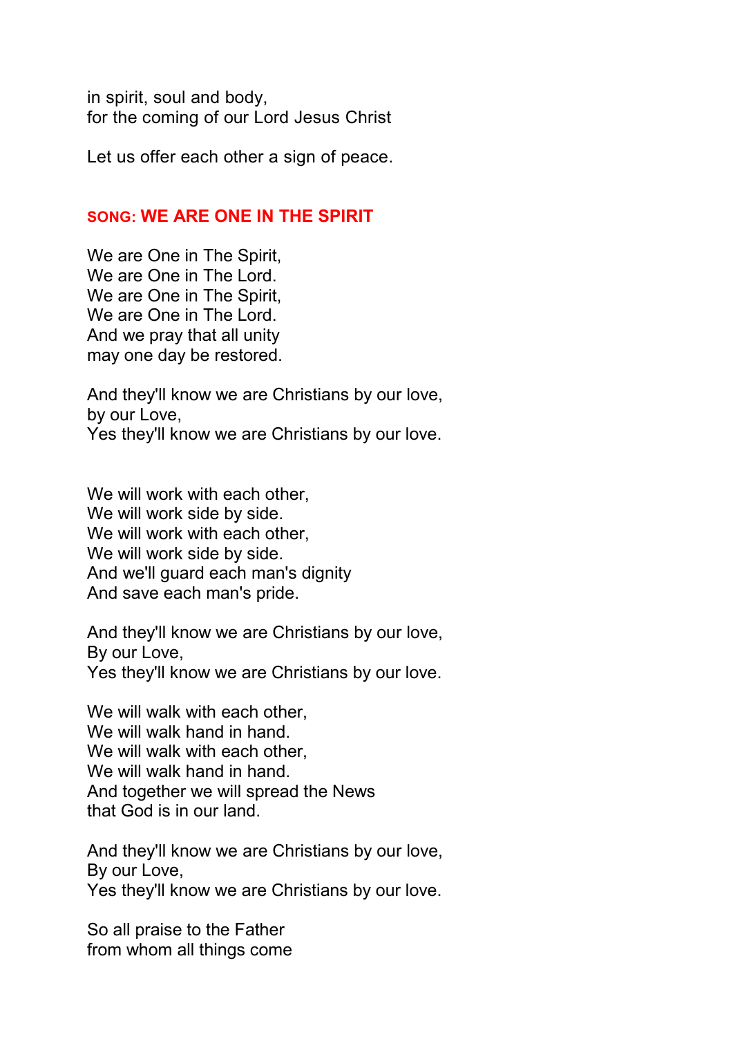in spirit, soul and body,
for the coming of our Lord Jesus Christ

Let us offer each other a sign of peace.

## SONG: WE ARE ONE IN THE SPIRIT

We are One in The Spirit,
We are One in The Lord.
We are One in The Spirit,
We are One in The Lord.
And we pray that all unity
may one day be restored.

And they'll know we are Christians by our love,
by our Love,
Yes they'll know we are Christians by our love.

We will work with each other,
We will work side by side.
We will work with each other,
We will work side by side.
And we'll guard each man's dignity
And save each man's pride.

And they'll know we are Christians by our love,
By our Love,
Yes they'll know we are Christians by our love.

We will walk with each other,
We will walk hand in hand.
We will walk with each other,
We will walk hand in hand.
And together we will spread the News
that God is in our land.

And they'll know we are Christians by our love,
By our Love,
Yes they'll know we are Christians by our love.

So all praise to the Father
from whom all things come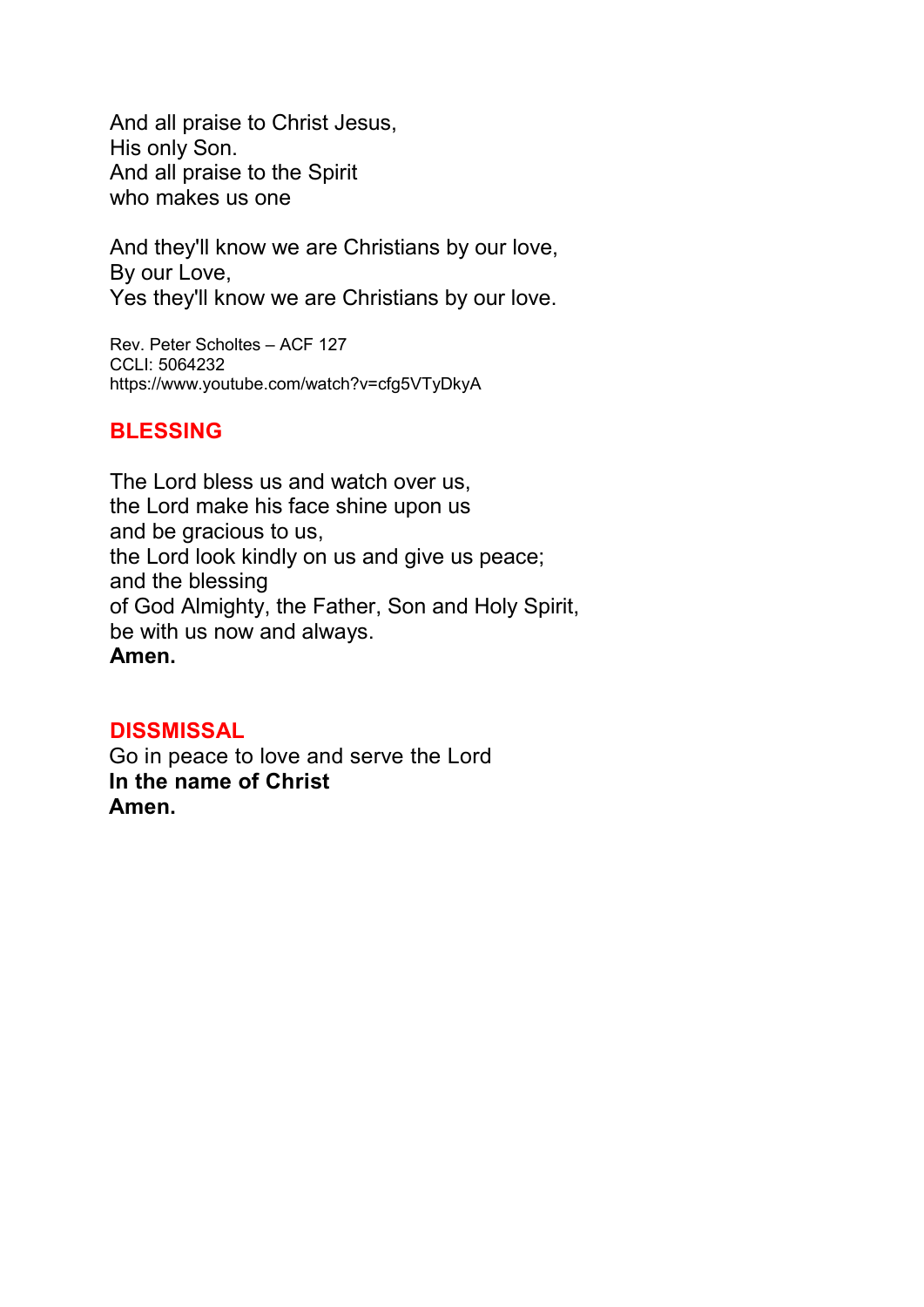And all praise to Christ Jesus,
His only Son.
And all praise to the Spirit
who makes us one

And they'll know we are Christians by our love,
By our Love,
Yes they'll know we are Christians by our love.

Rev. Peter Scholtes – ACF 127
CCLI: 5064232
https://www.youtube.com/watch?v=cfg5VTyDkyA

## BLESSING

The Lord bless us and watch over us,
the Lord make his face shine upon us
and be gracious to us,
the Lord look kindly on us and give us peace;
and the blessing
of God Almighty, the Father, Son and Holy Spirit,
be with us now and always.
**Amen.**

## DISSMISSAL

Go in peace to love and serve the Lord
**In the name of Christ**
**Amen.**